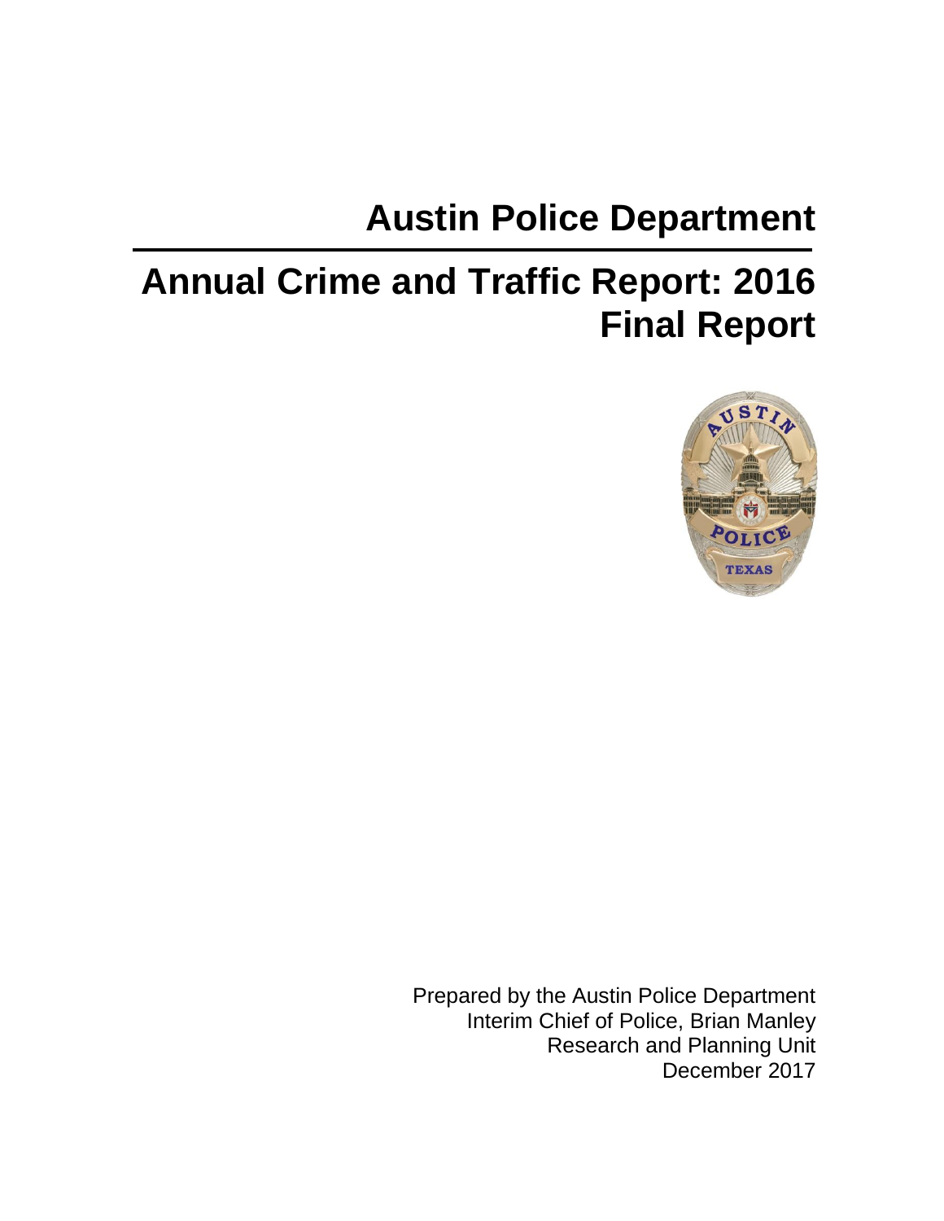# Austin Police Department

# Annual Crime and Traffic Report: 2016
# Final Report

Prepared by the Austin Police Department
Interim Chief of Police, Brian Manley
Research and Planning Unit
December 2017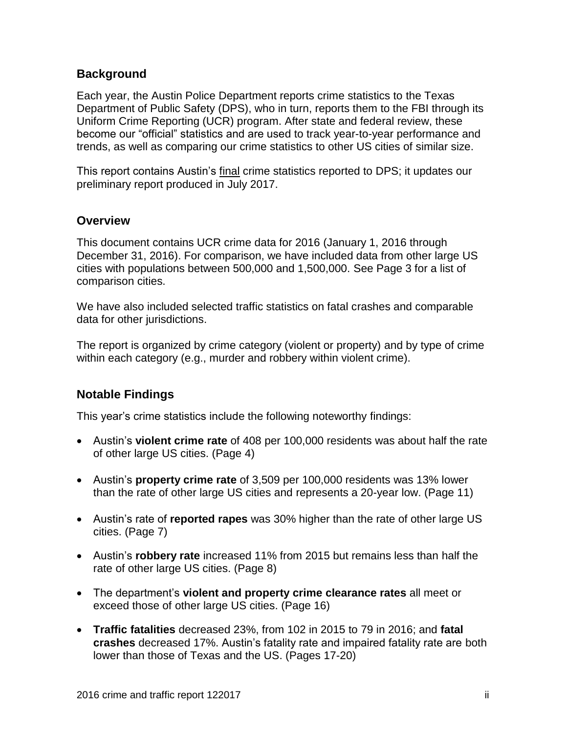## Background

Each year, the Austin Police Department reports crime statistics to the Texas Department of Public Safety (DPS), who in turn, reports them to the FBI through its Uniform Crime Reporting (UCR) program. After state and federal review, these become our "official" statistics and are used to track year-to-year performance and trends, as well as comparing our crime statistics to other US cities of similar size.

This report contains Austin's <u>final</u> crime statistics reported to DPS; it updates our preliminary report produced in July 2017.

## Overview

This document contains UCR crime data for 2016 (January 1, 2016 through December 31, 2016). For comparison, we have included data from other large US cities with populations between 500,000 and 1,500,000. See Page 3 for a list of comparison cities.

We have also included selected traffic statistics on fatal crashes and comparable data for other jurisdictions.

The report is organized by crime category (violent or property) and by type of crime within each category (e.g., murder and robbery within violent crime).

## Notable Findings

This year's crime statistics include the following noteworthy findings:

- Austin's **violent crime rate** of 408 per 100,000 residents was about half the rate of other large US cities. (Page 4)
- Austin's **property crime rate** of 3,509 per 100,000 residents was 13% lower than the rate of other large US cities and represents a 20-year low. (Page 11)
- Austin's rate of **reported rapes** was 30% higher than the rate of other large US cities. (Page 7)
- Austin's **robbery rate** increased 11% from 2015 but remains less than half the rate of other large US cities. (Page 8)
- The department's **violent and property crime clearance rates** all meet or exceed those of other large US cities. (Page 16)
- **Traffic fatalities** decreased 23%, from 102 in 2015 to 79 in 2016; and **fatal crashes** decreased 17%. Austin's fatality rate and impaired fatality rate are both lower than those of Texas and the US. (Pages 17-20)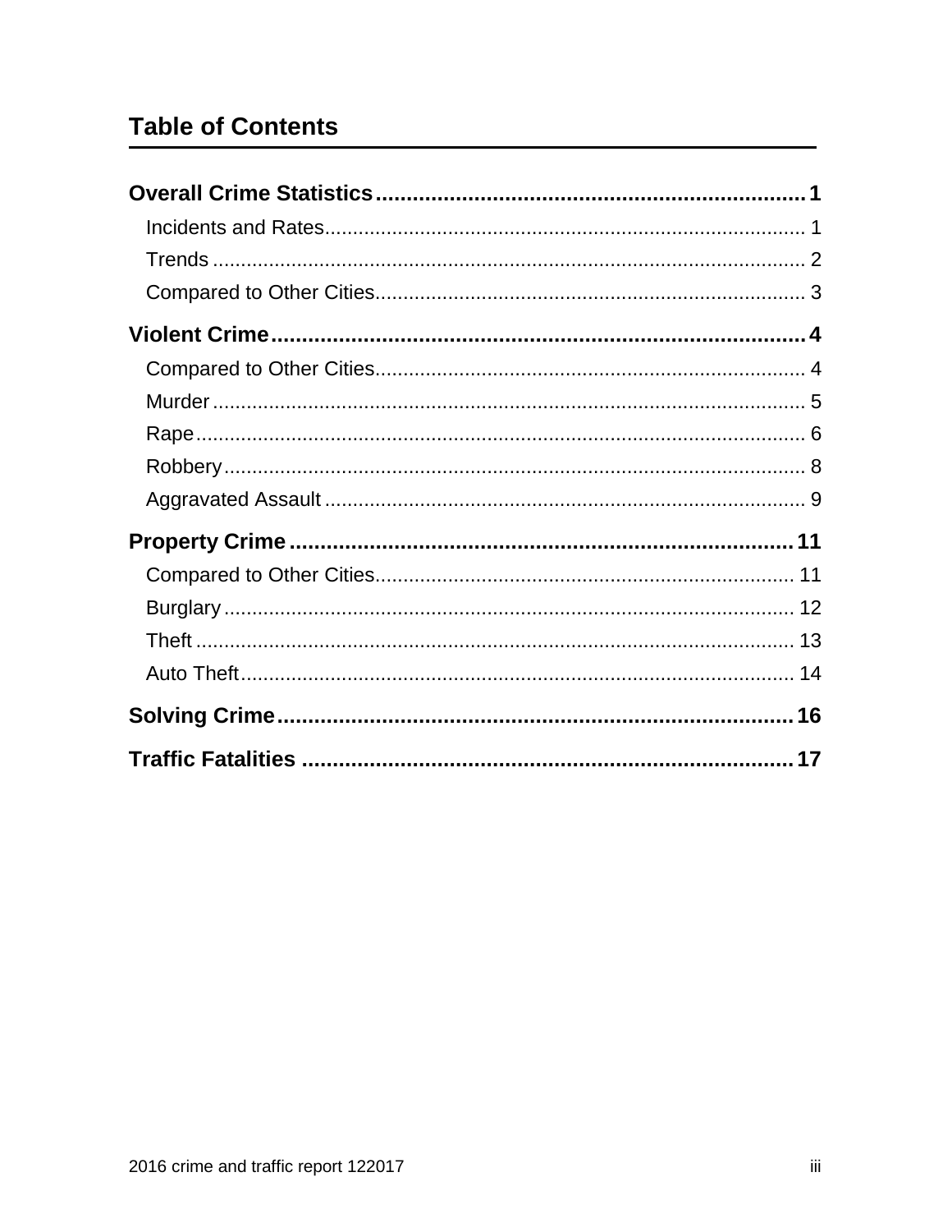# Table of Contents

**Overall Crime Statistics** ........................................ **1**

- Incidents and Rates ........................................ 1
- Trends ........................................ 2
- Compared to Other Cities ........................................ 3

**Violent Crime** ........................................ **4**

- Compared to Other Cities ........................................ 4
- Murder ........................................ 5
- Rape ........................................ 6
- Robbery ........................................ 8
- Aggravated Assault ........................................ 9

**Property Crime** ........................................ **11**

- Compared to Other Cities ........................................ 11
- Burglary ........................................ 12
- Theft ........................................ 13
- Auto Theft ........................................ 14

**Solving Crime** ........................................ **16**

**Traffic Fatalities** ........................................ **17**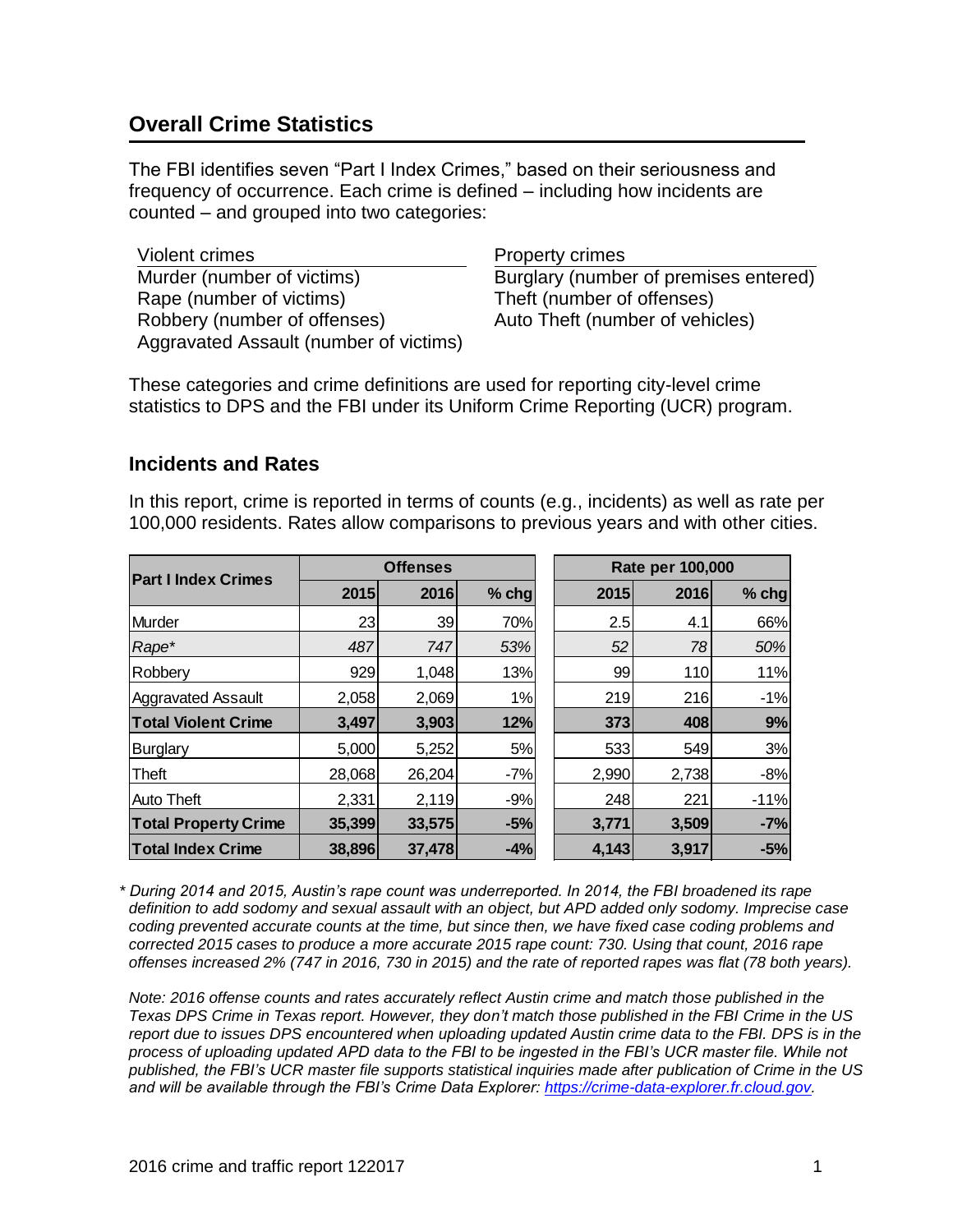## Overall Crime Statistics

The FBI identifies seven "Part I Index Crimes," based on their seriousness and frequency of occurrence. Each crime is defined – including how incidents are counted – and grouped into two categories:

| Violent crimes | Property crimes |
|---|---|
| Murder (number of victims) | Burglary (number of premises entered) |
| Rape (number of victims) | Theft (number of offenses) |
| Robbery (number of offenses) | Auto Theft (number of vehicles) |
| Aggravated Assault (number of victims) | |

These categories and crime definitions are used for reporting city-level crime statistics to DPS and the FBI under its Uniform Crime Reporting (UCR) program.

### Incidents and Rates

In this report, crime is reported in terms of counts (e.g., incidents) as well as rate per 100,000 residents. Rates allow comparisons to previous years and with other cities.

| Part I Index Crimes | Offenses | | | Rate per 100,000 | | |
|---|---|---|---|---|---|---|
| | 2015 | 2016 | % chg | 2015 | 2016 | % chg |
| Murder | 23 | 39 | 70% | 2.5 | 4.1 | 66% |
| *Rape** | *487* | *747* | *53%* | *52* | *78* | *50%* |
| Robbery | 929 | 1,048 | 13% | 99 | 110 | 11% |
| Aggravated Assault | 2,058 | 2,069 | 1% | 219 | 216 | -1% |
| **Total Violent Crime** | **3,497** | **3,903** | **12%** | **373** | **408** | **9%** |
| Burglary | 5,000 | 5,252 | 5% | 533 | 549 | 3% |
| Theft | 28,068 | 26,204 | -7% | 2,990 | 2,738 | -8% |
| Auto Theft | 2,331 | 2,119 | -9% | 248 | 221 | -11% |
| **Total Property Crime** | **35,399** | **33,575** | **-5%** | **3,771** | **3,509** | **-7%** |
| **Total Index Crime** | **38,896** | **37,478** | **-4%** | **4,143** | **3,917** | **-5%** |

*\* During 2014 and 2015, Austin's rape count was underreported. In 2014, the FBI broadened its rape definition to add sodomy and sexual assault with an object, but APD added only sodomy. Imprecise case coding prevented accurate counts at the time, but since then, we have fixed case coding problems and corrected 2015 cases to produce a more accurate 2015 rape count: 730. Using that count, 2016 rape offenses increased 2% (747 in 2016, 730 in 2015) and the rate of reported rapes was flat (78 both years).*

*Note: 2016 offense counts and rates accurately reflect Austin crime and match those published in the Texas DPS Crime in Texas report. However, they don't match those published in the FBI Crime in the US report due to issues DPS encountered when uploading updated Austin crime data to the FBI. DPS is in the process of uploading updated APD data to the FBI to be ingested in the FBI's UCR master file. While not published, the FBI's UCR master file supports statistical inquiries made after publication of Crime in the US and will be available through the FBI's Crime Data Explorer: [https://crime-data-explorer.fr.cloud.gov](https://crime-data-explorer.fr.cloud.gov).*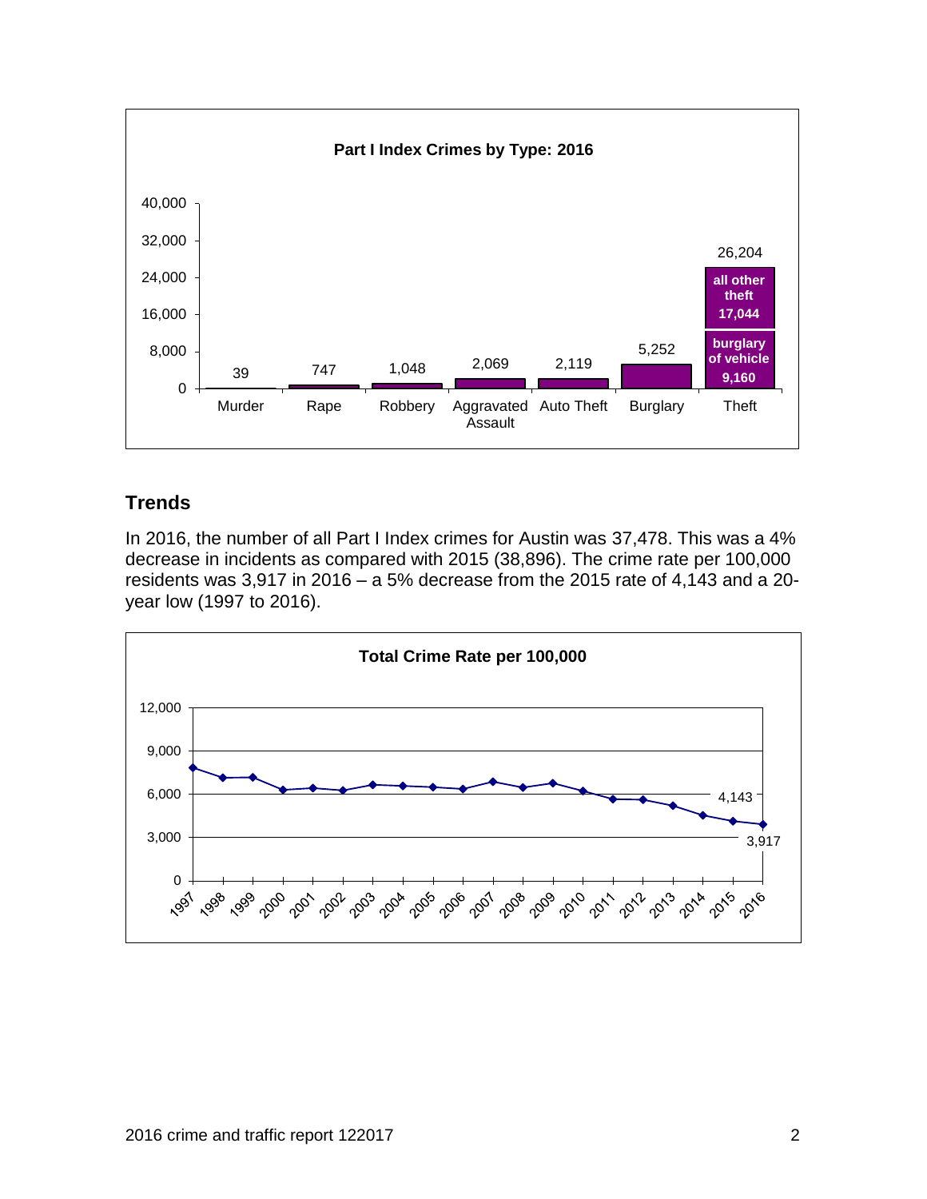**Part I Index Crimes by Type: 2016**

| Type | Count |
|---|---|
| Murder | 39 |
| Rape | 747 |
| Robbery | 1,048 |
| Aggravated Assault | 2,069 |
| Auto Theft | 2,119 |
| Burglary | 5,252 |
| Theft | 26,204 |

Theft: burglary of vehicle 9,160; all other theft 17,044

## Trends

In 2016, the number of all Part I Index crimes for Austin was 37,478. This was a 4% decrease in incidents as compared with 2015 (38,896). The crime rate per 100,000 residents was 3,917 in 2016 – a 5% decrease from the 2015 rate of 4,143 and a 20-year low (1997 to 2016).

**Total Crime Rate per 100,000**

| Year | Rate |
|---|---|
| 2015 | 4,143 |
| 2016 | 3,917 |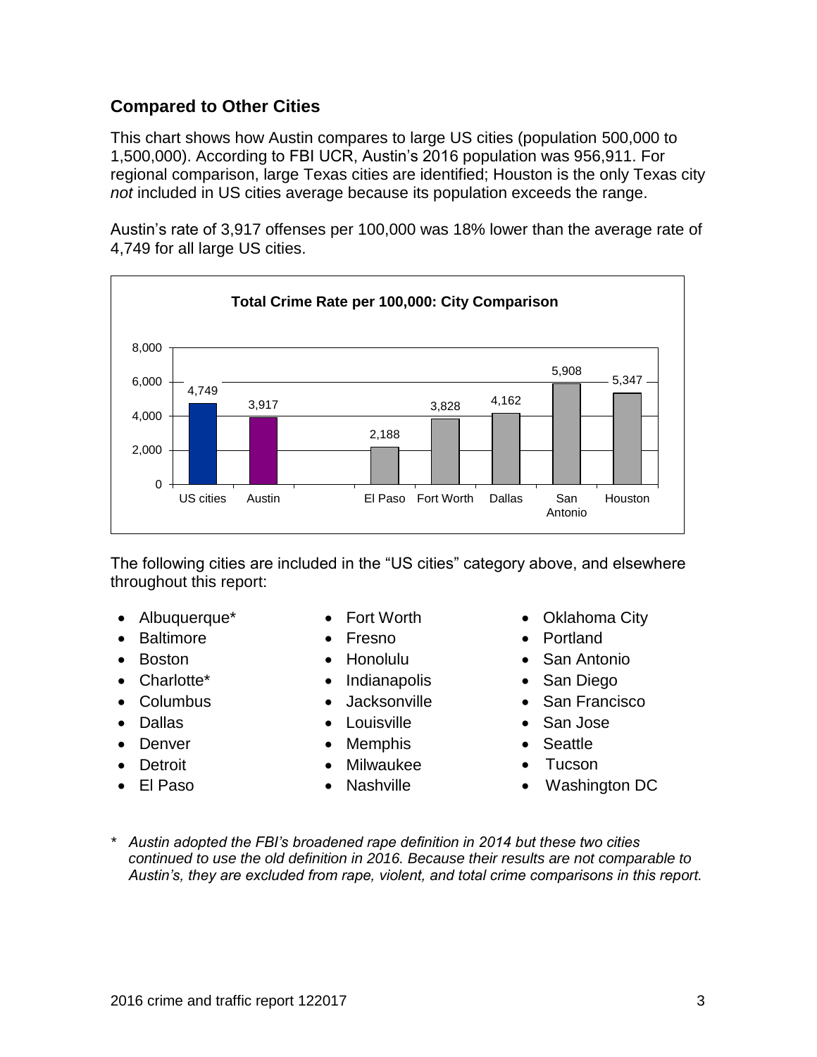## Compared to Other Cities

This chart shows how Austin compares to large US cities (population 500,000 to 1,500,000). According to FBI UCR, Austin's 2016 population was 956,911. For regional comparison, large Texas cities are identified; Houston is the only Texas city *not* included in US cities average because its population exceeds the range.

Austin's rate of 3,917 offenses per 100,000 was 18% lower than the average rate of 4,749 for all large US cities.

**Total Crime Rate per 100,000: City Comparison**

| City | Rate |
| --- | --- |
| US cities | 4,749 |
| Austin | 3,917 |
| El Paso | 2,188 |
| Fort Worth | 3,828 |
| Dallas | 4,162 |
| San Antonio | 5,908 |
| Houston | 5,347 |

The following cities are included in the "US cities" category above, and elsewhere throughout this report:

- Albuquerque*
- Baltimore
- Boston
- Charlotte*
- Columbus
- Dallas
- Denver
- Detroit
- El Paso
- Fort Worth
- Fresno
- Honolulu
- Indianapolis
- Jacksonville
- Louisville
- Memphis
- Milwaukee
- Nashville
- Oklahoma City
- Portland
- San Antonio
- San Diego
- San Francisco
- San Jose
- Seattle
- Tucson
- Washington DC

\* *Austin adopted the FBI's broadened rape definition in 2014 but these two cities continued to use the old definition in 2016. Because their results are not comparable to Austin's, they are excluded from rape, violent, and total crime comparisons in this report.*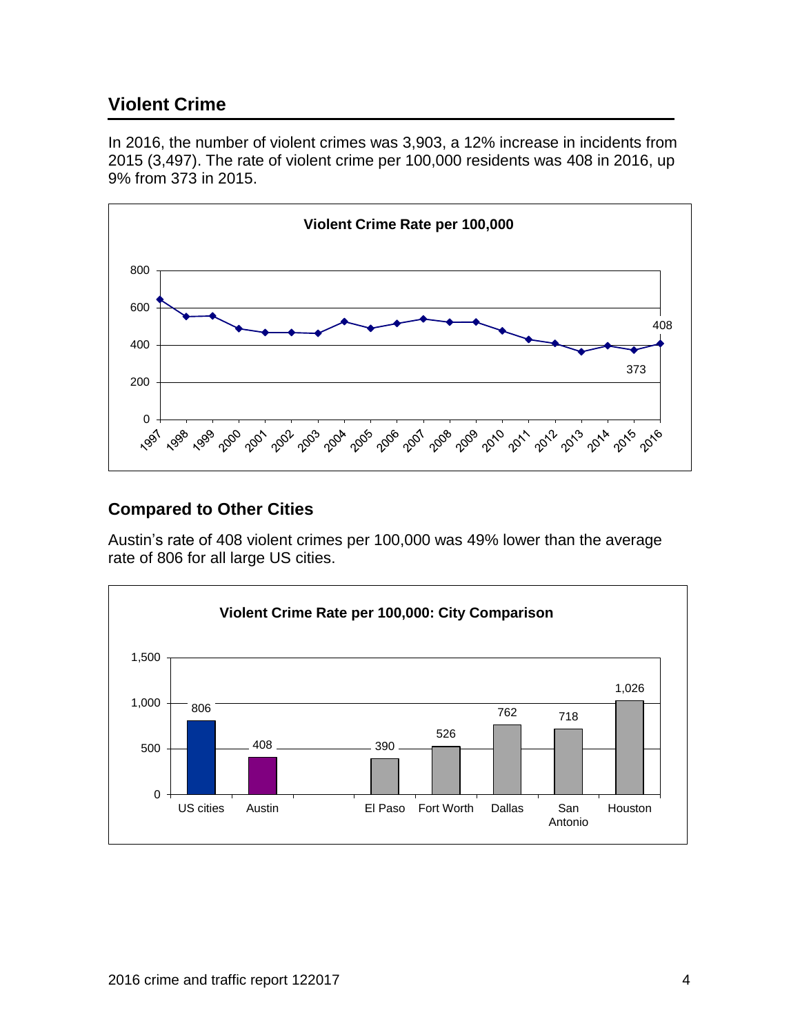## Violent Crime

In 2016, the number of violent crimes was 3,903, a 12% increase in incidents from 2015 (3,497). The rate of violent crime per 100,000 residents was 408 in 2016, up 9% from 373 in 2015.

**Violent Crime Rate per 100,000**

| Year | Rate |
|---|---|
| 2015 | 373 |
| 2016 | 408 |

## Compared to Other Cities

Austin's rate of 408 violent crimes per 100,000 was 49% lower than the average rate of 806 for all large US cities.

**Violent Crime Rate per 100,000: City Comparison**

| City | Rate |
|---|---|
| US cities | 806 |
| Austin | 408 |
| El Paso | 390 |
| Fort Worth | 526 |
| Dallas | 762 |
| San Antonio | 718 |
| Houston | 1,026 |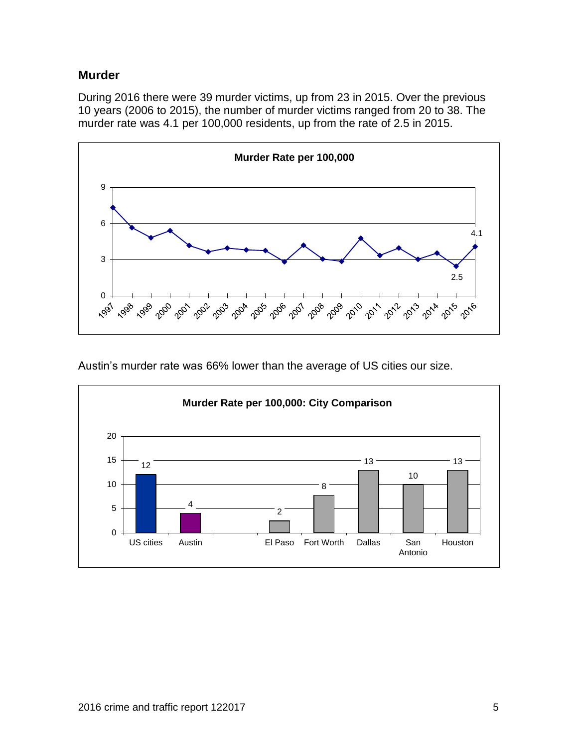## Murder

During 2016 there were 39 murder victims, up from 23 in 2015. Over the previous 10 years (2006 to 2015), the number of murder victims ranged from 20 to 38. The murder rate was 4.1 per 100,000 residents, up from the rate of 2.5 in 2015.

**Murder Rate per 100,000**

Austin's murder rate was 66% lower than the average of US cities our size.

**Murder Rate per 100,000: City Comparison**

| City | Murder Rate per 100,000 |
| --- | --- |
| US cities | 12 |
| Austin | 4 |
| El Paso | 2 |
| Fort Worth | 8 |
| Dallas | 13 |
| San Antonio | 10 |
| Houston | 13 |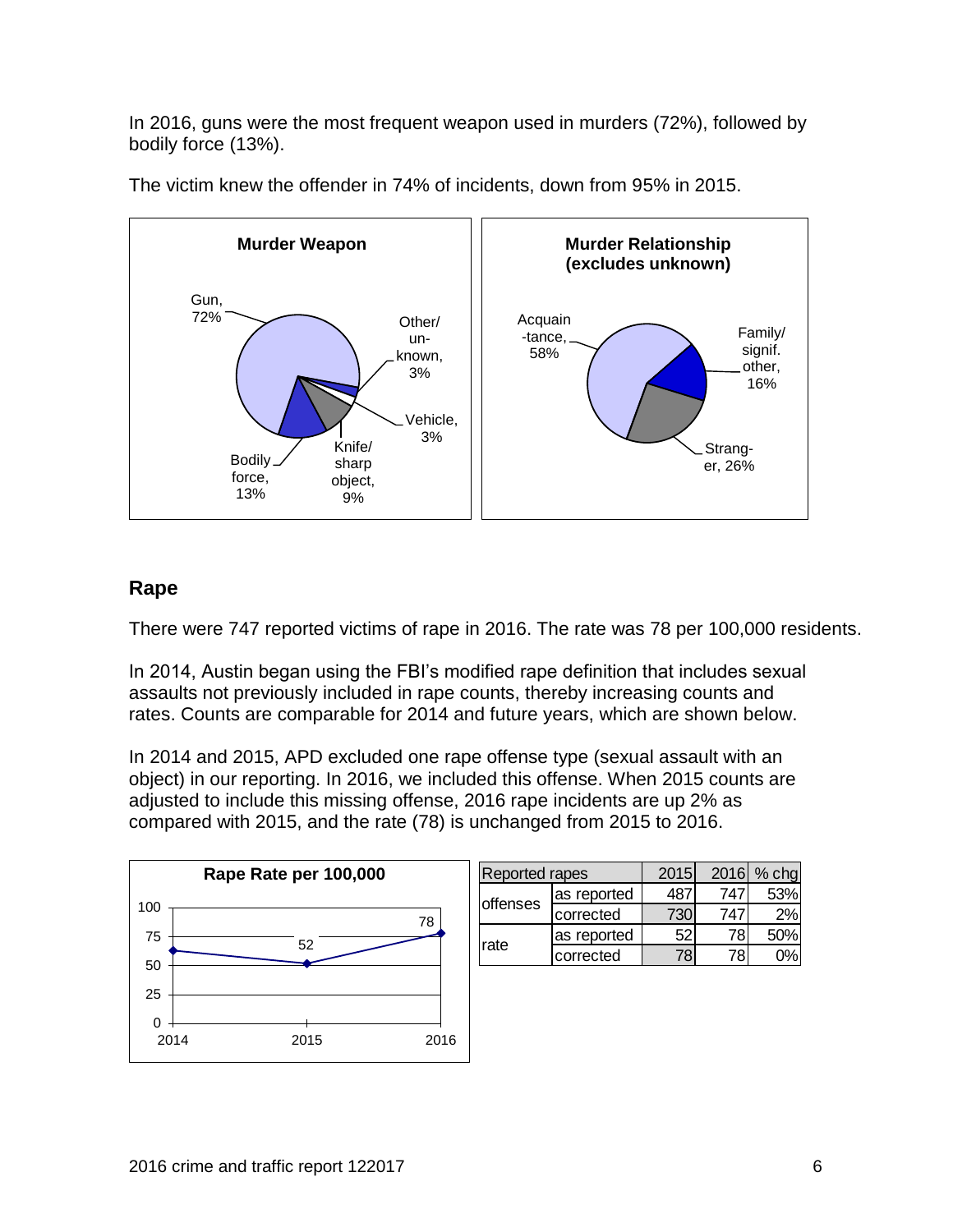In 2016, guns were the most frequent weapon used in murders (72%), followed by bodily force (13%).

The victim knew the offender in 74% of incidents, down from 95% in 2015.

**Murder Weapon**

Gun, 72%; Other/unknown, 3%; Vehicle, 3%; Knife/sharp object, 9%; Bodily force, 13%

**Murder Relationship (excludes unknown)**

Acquaintance, 58%; Family/signif. other, 16%; Stranger, 26%

## Rape

There were 747 reported victims of rape in 2016. The rate was 78 per 100,000 residents.

In 2014, Austin began using the FBI's modified rape definition that includes sexual assaults not previously included in rape counts, thereby increasing counts and rates. Counts are comparable for 2014 and future years, which are shown below.

In 2014 and 2015, APD excluded one rape offense type (sexual assault with an object) in our reporting. In 2016, we included this offense. When 2015 counts are adjusted to include this missing offense, 2016 rape incidents are up 2% as compared with 2015, and the rate (78) is unchanged from 2015 to 2016.

**Rape Rate per 100,000**

| Year | 2014 | 2015 | 2016 |
|---|---|---|---|
| Rate |  | 52 | 78 |

| Reported rapes | | 2015 | 2016 | % chg |
|---|---|---|---|---|
| offenses | as reported | 487 | 747 | 53% |
| | corrected | 730 | 747 | 2% |
| rate | as reported | 52 | 78 | 50% |
| | corrected | 78 | 78 | 0% |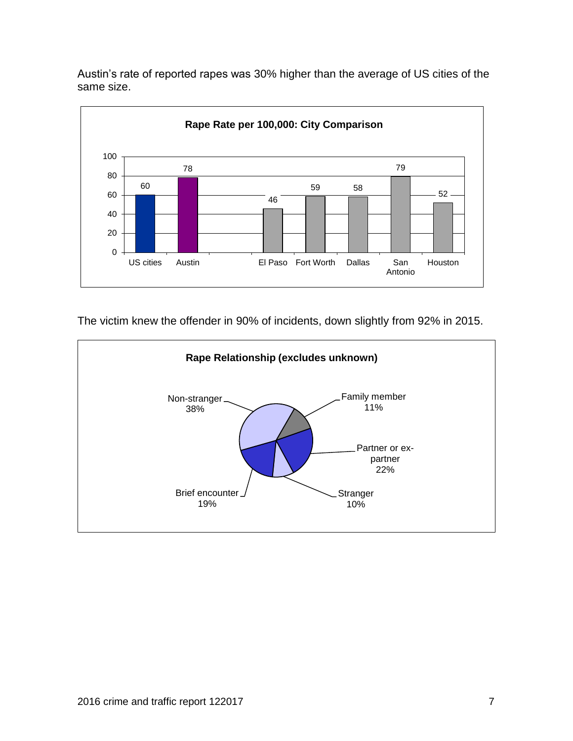Austin's rate of reported rapes was 30% higher than the average of US cities of the same size.

**Rape Rate per 100,000: City Comparison**

| City | Rate |
|---|---|
| US cities | 60 |
| Austin | 78 |
| El Paso | 46 |
| Fort Worth | 59 |
| Dallas | 58 |
| San Antonio | 79 |
| Houston | 52 |

The victim knew the offender in 90% of incidents, down slightly from 92% in 2015.

**Rape Relationship (excludes unknown)**

| Relationship | Percent |
|---|---|
| Non-stranger | 38% |
| Family member | 11% |
| Partner or ex-partner | 22% |
| Stranger | 10% |
| Brief encounter | 19% |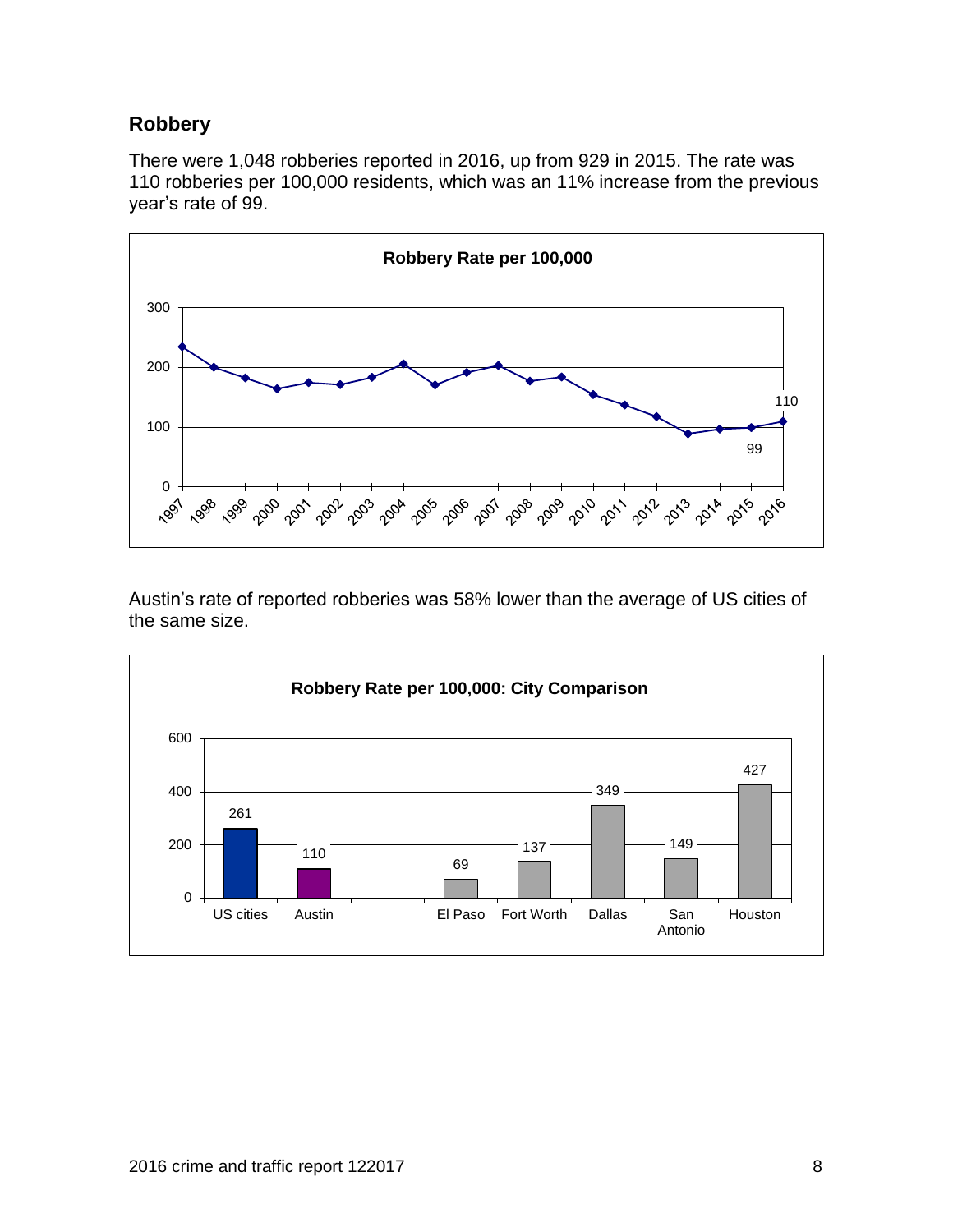## Robbery

There were 1,048 robberies reported in 2016, up from 929 in 2015. The rate was 110 robberies per 100,000 residents, which was an 11% increase from the previous year's rate of 99.

**Robbery Rate per 100,000**

Austin's rate of reported robberies was 58% lower than the average of US cities of the same size.

**Robbery Rate per 100,000: City Comparison**

| US cities | Austin | El Paso | Fort Worth | Dallas | San Antonio | Houston |
|---|---|---|---|---|---|---|
| 261 | 110 | 69 | 137 | 349 | 149 | 427 |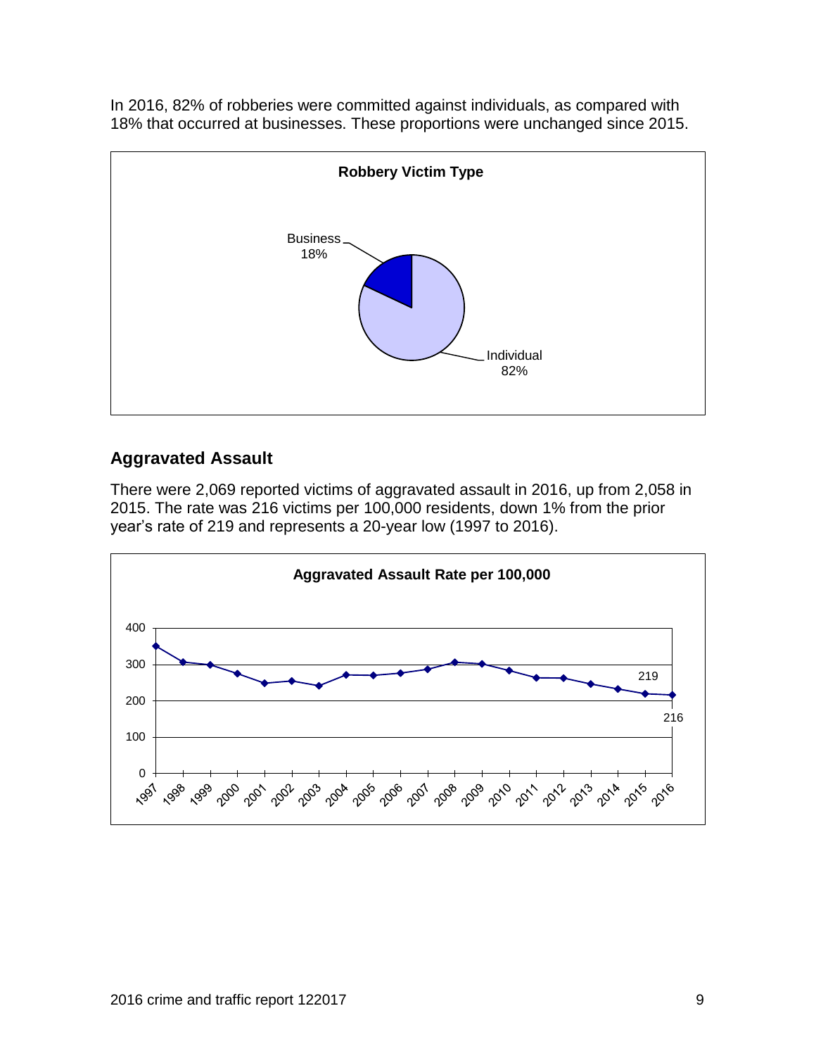In 2016, 82% of robberies were committed against individuals, as compared with 18% that occurred at businesses. These proportions were unchanged since 2015.

**Robbery Victim Type**

Business 18%

Individual 82%

## Aggravated Assault

There were 2,069 reported victims of aggravated assault in 2016, up from 2,058 in 2015. The rate was 216 victims per 100,000 residents, down 1% from the prior year's rate of 219 and represents a 20-year low (1997 to 2016).

**Aggravated Assault Rate per 100,000**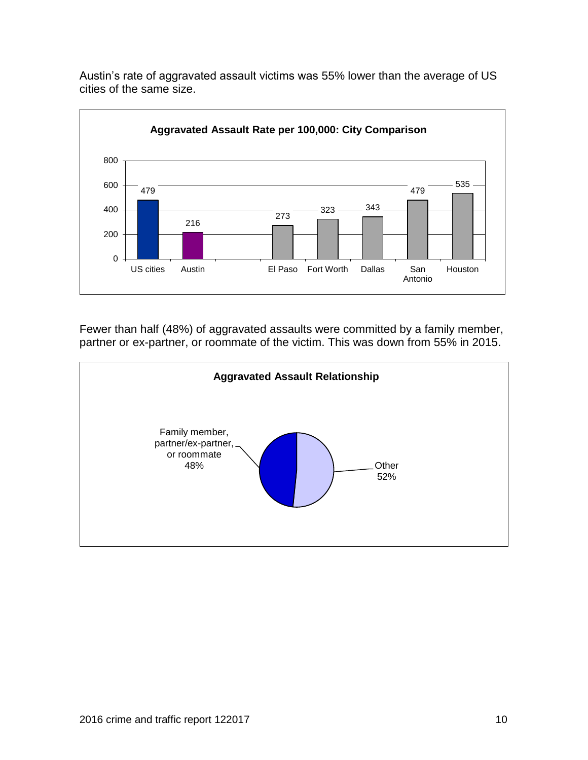Austin's rate of aggravated assault victims was 55% lower than the average of US cities of the same size.

**Aggravated Assault Rate per 100,000: City Comparison**

| City | Rate |
|---|---|
| US cities | 479 |
| Austin | 216 |
| El Paso | 273 |
| Fort Worth | 323 |
| Dallas | 343 |
| San Antonio | 479 |
| Houston | 535 |

Fewer than half (48%) of aggravated assaults were committed by a family member, partner or ex-partner, or roommate of the victim. This was down from 55% in 2015.

**Aggravated Assault Relationship**

| Relationship | Percent |
|---|---|
| Family member, partner/ex-partner, or roommate | 48% |
| Other | 52% |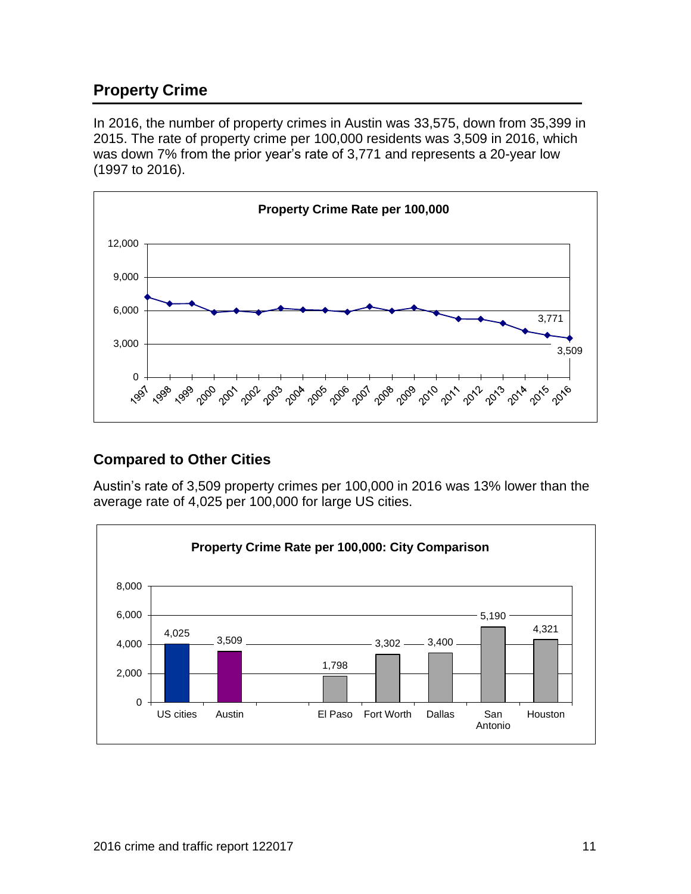## Property Crime

In 2016, the number of property crimes in Austin was 33,575, down from 35,399 in 2015. The rate of property crime per 100,000 residents was 3,509 in 2016, which was down 7% from the prior year's rate of 3,771 and represents a 20-year low (1997 to 2016).

**Property Crime Rate per 100,000**

## Compared to Other Cities

Austin's rate of 3,509 property crimes per 100,000 in 2016 was 13% lower than the average rate of 4,025 per 100,000 for large US cities.

**Property Crime Rate per 100,000: City Comparison**

| City | Rate per 100,000 |
|---|---|
| US cities | 4,025 |
| Austin | 3,509 |
| El Paso | 1,798 |
| Fort Worth | 3,302 |
| Dallas | 3,400 |
| San Antonio | 5,190 |
| Houston | 4,321 |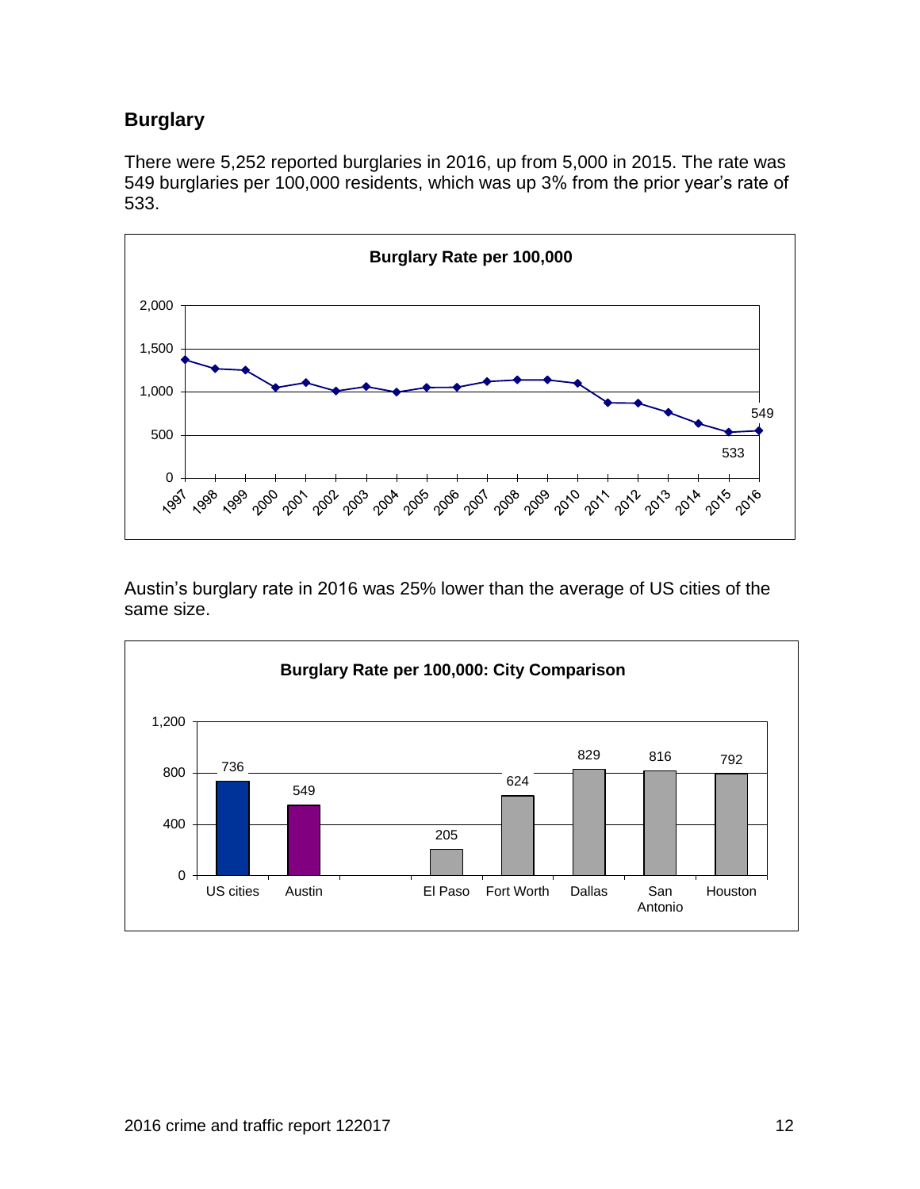## Burglary

There were 5,252 reported burglaries in 2016, up from 5,000 in 2015. The rate was 549 burglaries per 100,000 residents, which was up 3% from the prior year's rate of 533.

Austin's burglary rate in 2016 was 25% lower than the average of US cities of the same size.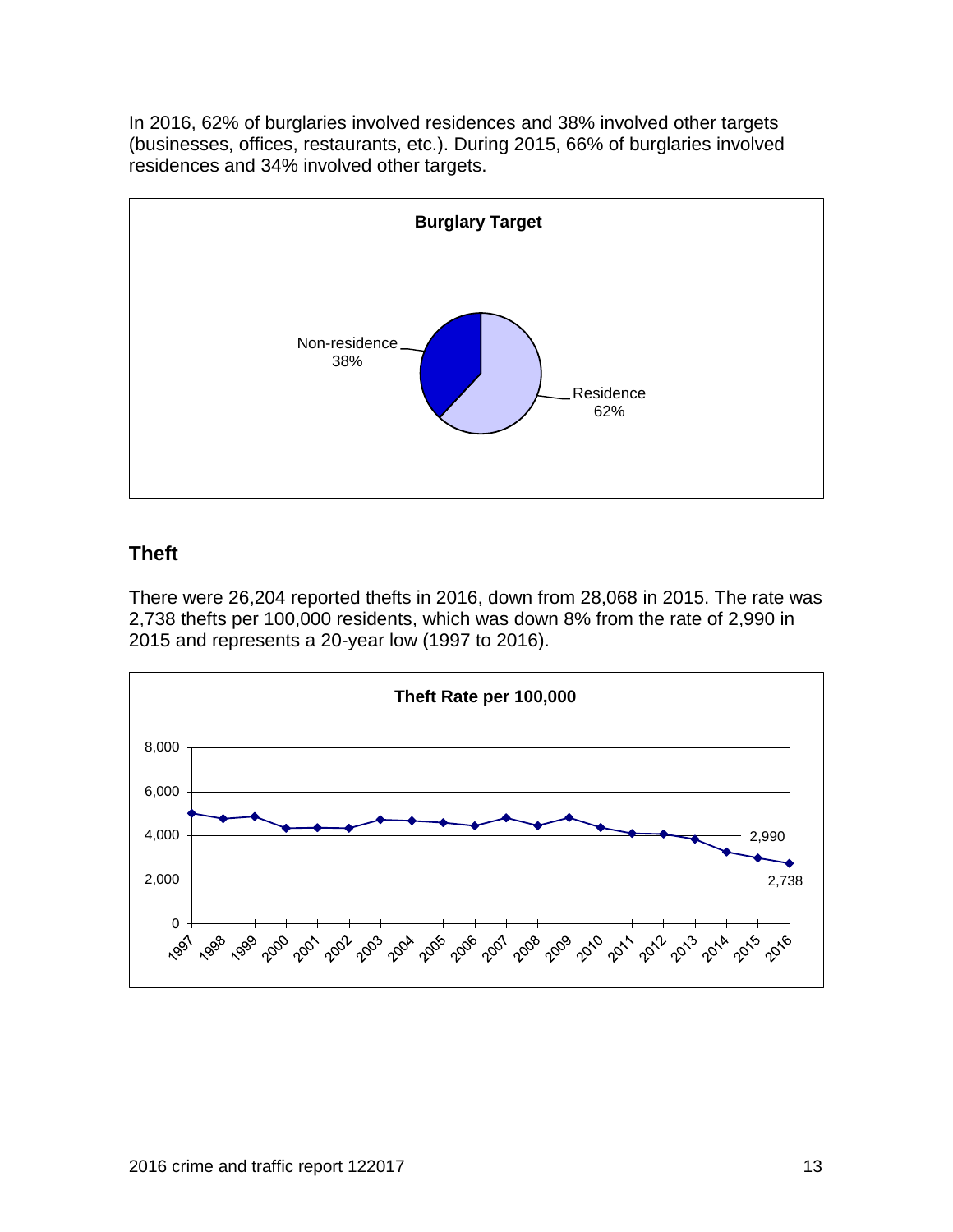In 2016, 62% of burglaries involved residences and 38% involved other targets (businesses, offices, restaurants, etc.). During 2015, 66% of burglaries involved residences and 34% involved other targets.

**Burglary Target**

Non-residence 38%

Residence 62%

## Theft

There were 26,204 reported thefts in 2016, down from 28,068 in 2015. The rate was 2,738 thefts per 100,000 residents, which was down 8% from the rate of 2,990 in 2015 and represents a 20-year low (1997 to 2016).

**Theft Rate per 100,000**

2,990

2,738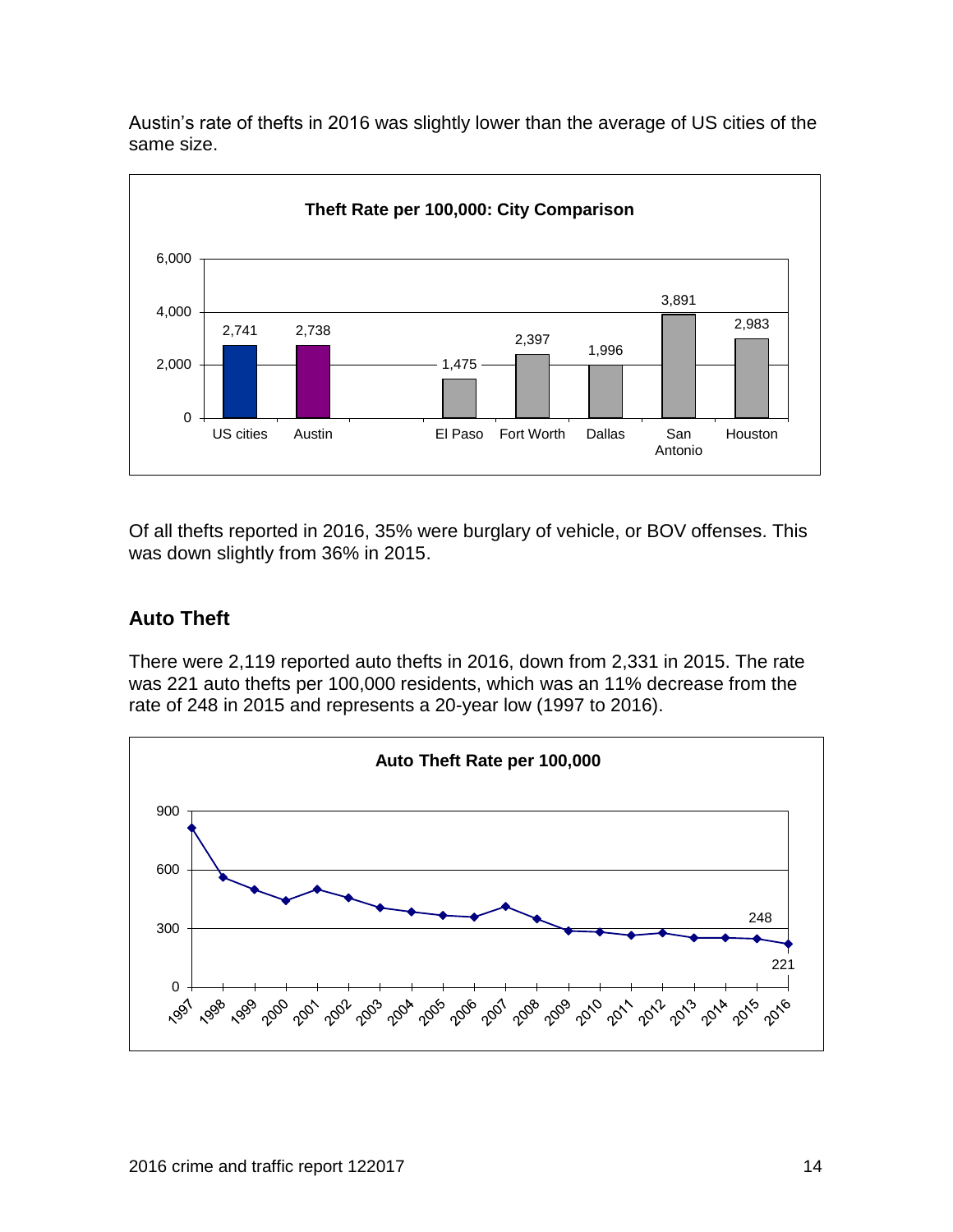Austin's rate of thefts in 2016 was slightly lower than the average of US cities of the same size.

**Theft Rate per 100,000: City Comparison**

| US cities | Austin | El Paso | Fort Worth | Dallas | San Antonio | Houston |
|---|---|---|---|---|---|---|
| 2,741 | 2,738 | 1,475 | 2,397 | 1,996 | 3,891 | 2,983 |

Of all thefts reported in 2016, 35% were burglary of vehicle, or BOV offenses. This was down slightly from 36% in 2015.

## Auto Theft

There were 2,119 reported auto thefts in 2016, down from 2,331 in 2015. The rate was 221 auto thefts per 100,000 residents, which was an 11% decrease from the rate of 248 in 2015 and represents a 20-year low (1997 to 2016).

**Auto Theft Rate per 100,000**

| Year | 2015 | 2016 |
|---|---|---|
| Rate | 248 | 221 |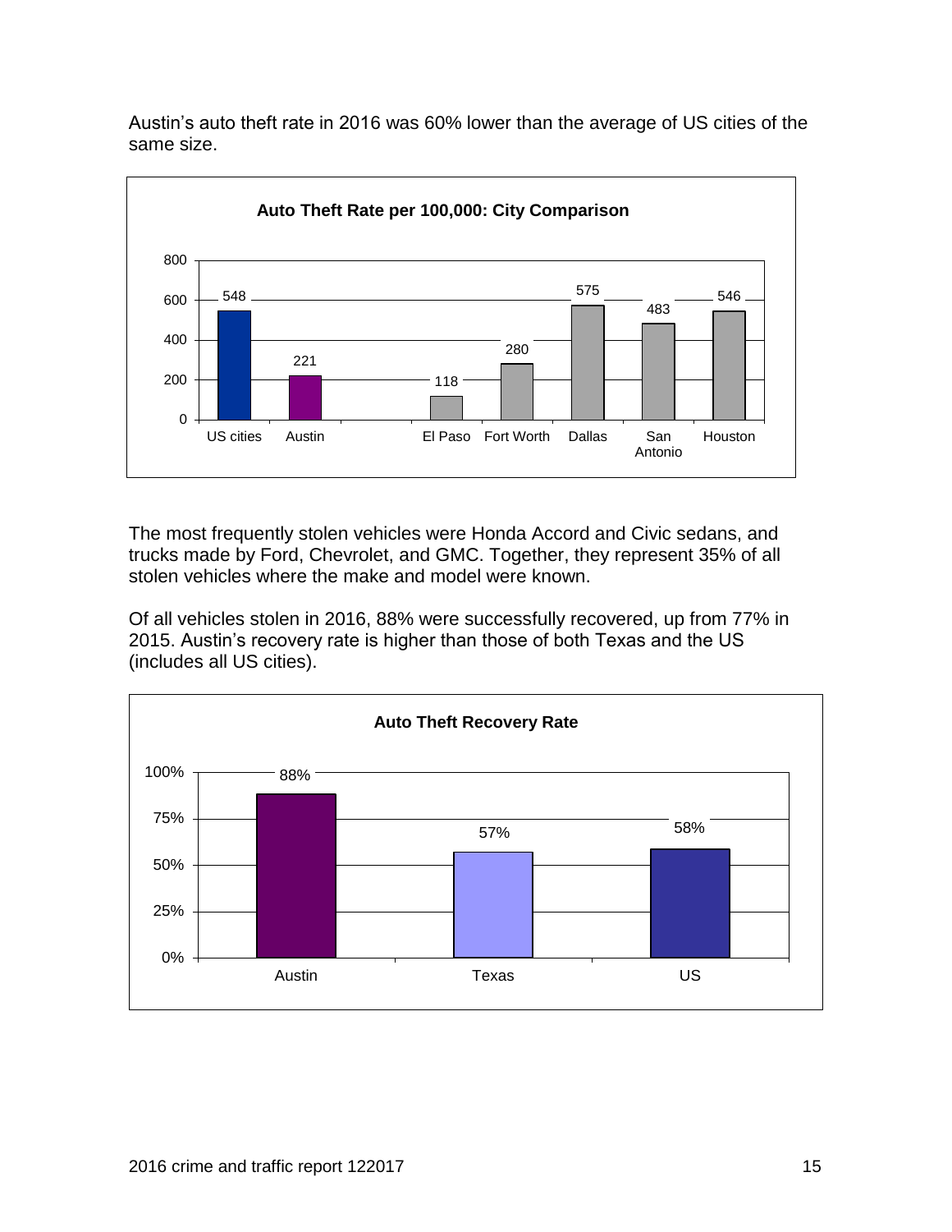Austin's auto theft rate in 2016 was 60% lower than the average of US cities of the same size.

**Auto Theft Rate per 100,000: City Comparison**

| US cities | Austin | El Paso | Fort Worth | Dallas | San Antonio | Houston |
|---|---|---|---|---|---|---|
| 548 | 221 | 118 | 280 | 575 | 483 | 546 |

The most frequently stolen vehicles were Honda Accord and Civic sedans, and trucks made by Ford, Chevrolet, and GMC. Together, they represent 35% of all stolen vehicles where the make and model were known.

Of all vehicles stolen in 2016, 88% were successfully recovered, up from 77% in 2015. Austin's recovery rate is higher than those of both Texas and the US (includes all US cities).

**Auto Theft Recovery Rate**

| Austin | Texas | US |
|---|---|---|
| 88% | 57% | 58% |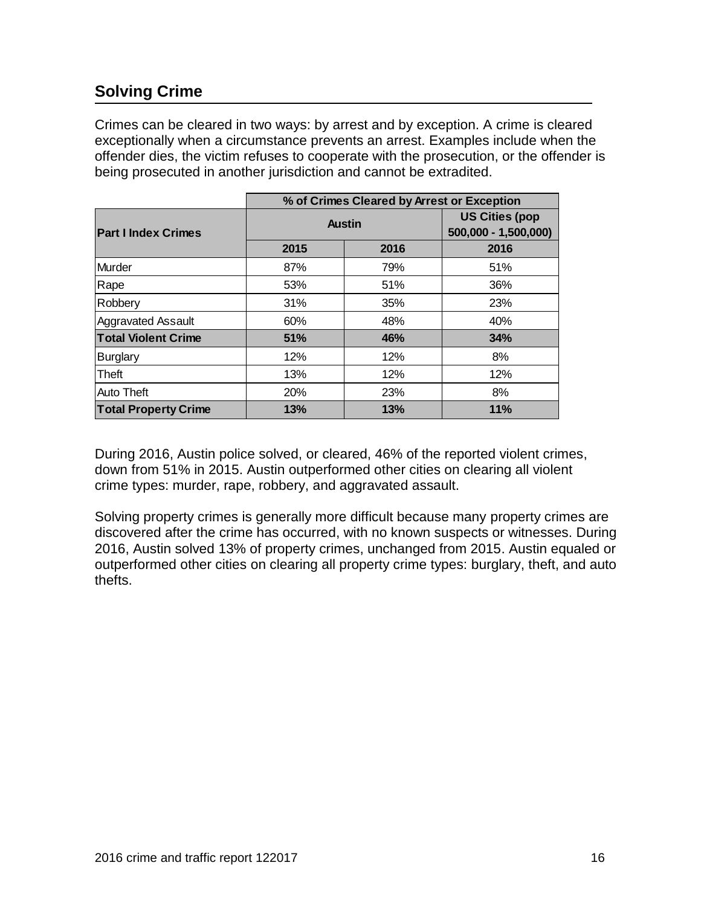## Solving Crime

Crimes can be cleared in two ways: by arrest and by exception. A crime is cleared exceptionally when a circumstance prevents an arrest. Examples include when the offender dies, the victim refuses to cooperate with the prosecution, or the offender is being prosecuted in another jurisdiction and cannot be extradited.

| Part I Index Crimes | % of Crimes Cleared by Arrest or Exception | | |
|---|---|---|---|
| | Austin | | US Cities (pop 500,000 - 1,500,000) |
| | 2015 | 2016 | 2016 |
| Murder | 87% | 79% | 51% |
| Rape | 53% | 51% | 36% |
| Robbery | 31% | 35% | 23% |
| Aggravated Assault | 60% | 48% | 40% |
| **Total Violent Crime** | **51%** | **46%** | **34%** |
| Burglary | 12% | 12% | 8% |
| Theft | 13% | 12% | 12% |
| Auto Theft | 20% | 23% | 8% |
| **Total Property Crime** | **13%** | **13%** | **11%** |

During 2016, Austin police solved, or cleared, 46% of the reported violent crimes, down from 51% in 2015. Austin outperformed other cities on clearing all violent crime types: murder, rape, robbery, and aggravated assault.

Solving property crimes is generally more difficult because many property crimes are discovered after the crime has occurred, with no known suspects or witnesses. During 2016, Austin solved 13% of property crimes, unchanged from 2015. Austin equaled or outperformed other cities on clearing all property crime types: burglary, theft, and auto thefts.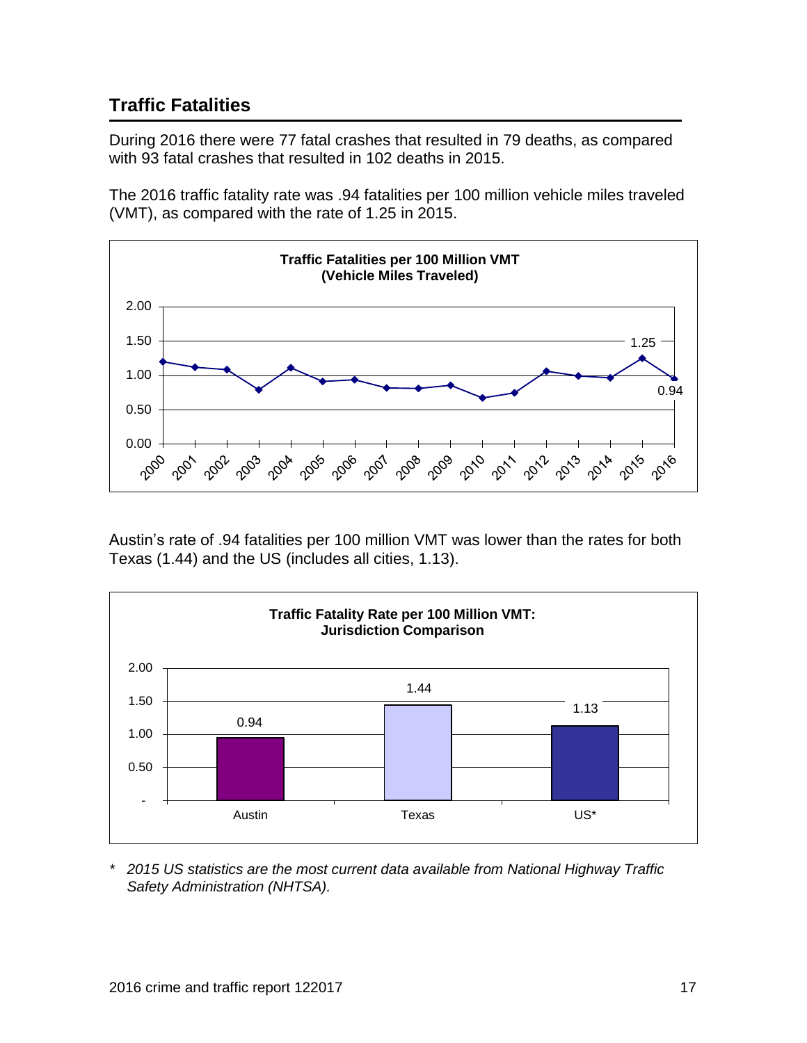## Traffic Fatalities

During 2016 there were 77 fatal crashes that resulted in 79 deaths, as compared with 93 fatal crashes that resulted in 102 deaths in 2015.

The 2016 traffic fatality rate was .94 fatalities per 100 million vehicle miles traveled (VMT), as compared with the rate of 1.25 in 2015.

**Traffic Fatalities per 100 Million VMT (Vehicle Miles Traveled)**

Austin's rate of .94 fatalities per 100 million VMT was lower than the rates for both Texas (1.44) and the US (includes all cities, 1.13).

**Traffic Fatality Rate per 100 Million VMT: Jurisdiction Comparison**

| Austin | Texas | US* |
|---|---|---|
| 0.94 | 1.44 | 1.13 |

\* *2015 US statistics are the most current data available from National Highway Traffic Safety Administration (NHTSA).*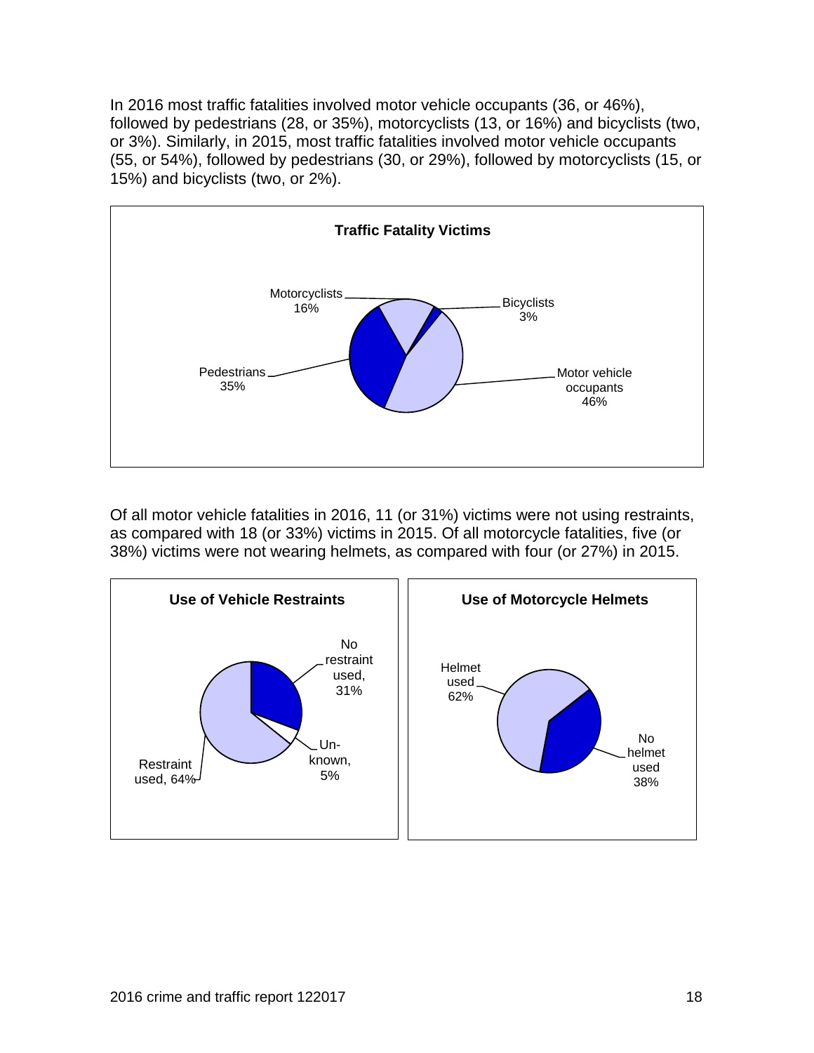In 2016 most traffic fatalities involved motor vehicle occupants (36, or 46%), followed by pedestrians (28, or 35%), motorcyclists (13, or 16%) and bicyclists (two, or 3%). Similarly, in 2015, most traffic fatalities involved motor vehicle occupants (55, or 54%), followed by pedestrians (30, or 29%), followed by motorcyclists (15, or 15%) and bicyclists (two, or 2%).

**Traffic Fatality Victims**

| Victim type | Percent |
| --- | --- |
| Motor vehicle occupants | 46% |
| Pedestrians | 35% |
| Motorcyclists | 16% |
| Bicyclists | 3% |

Of all motor vehicle fatalities in 2016, 11 (or 31%) victims were not using restraints, as compared with 18 (or 33%) victims in 2015. Of all motorcycle fatalities, five (or 38%) victims were not wearing helmets, as compared with four (or 27%) in 2015.

**Use of Vehicle Restraints**

| Restraint use | Percent |
| --- | --- |
| Restraint used | 64% |
| No restraint used | 31% |
| Unknown | 5% |

**Use of Motorcycle Helmets**

| Helmet use | Percent |
| --- | --- |
| Helmet used | 62% |
| No helmet used | 38% |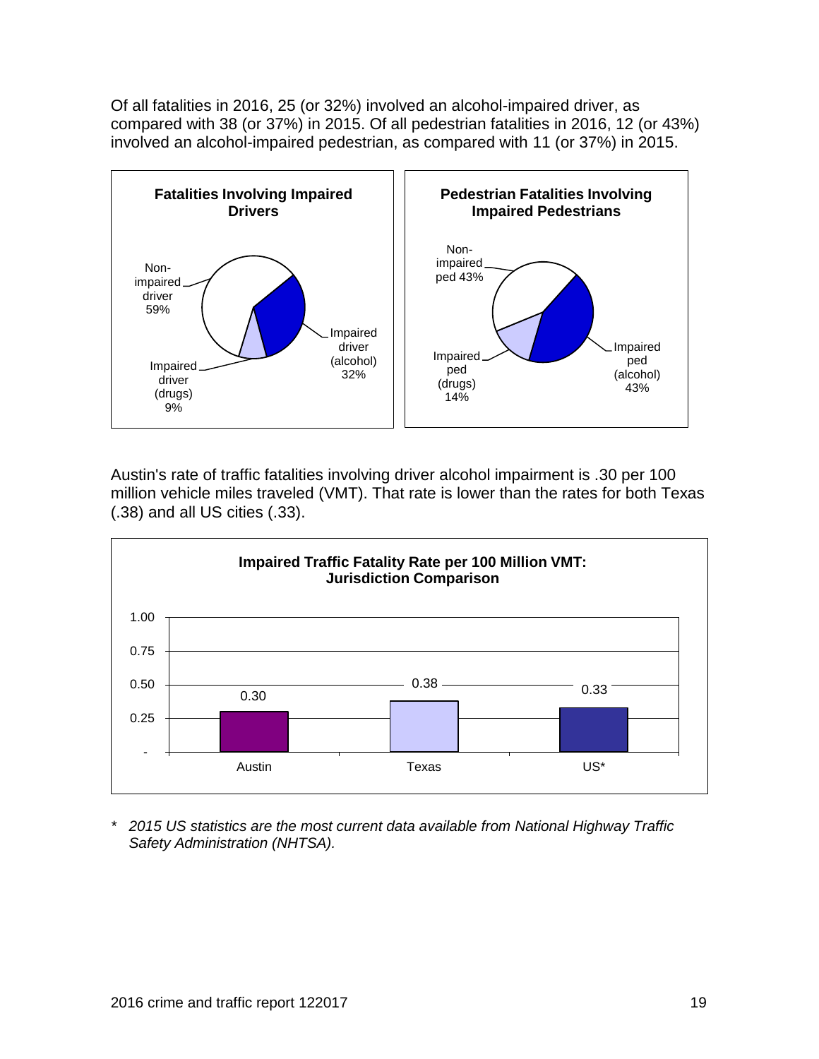Of all fatalities in 2016, 25 (or 32%) involved an alcohol-impaired driver, as compared with 38 (or 37%) in 2015. Of all pedestrian fatalities in 2016, 12 (or 43%) involved an alcohol-impaired pedestrian, as compared with 11 (or 37%) in 2015.

**Fatalities Involving Impaired Drivers**

- Non-impaired driver 59%
- Impaired driver (alcohol) 32%
- Impaired driver (drugs) 9%

**Pedestrian Fatalities Involving Impaired Pedestrians**

- Non-impaired ped 43%
- Impaired ped (alcohol) 43%
- Impaired ped (drugs) 14%

Austin's rate of traffic fatalities involving driver alcohol impairment is .30 per 100 million vehicle miles traveled (VMT). That rate is lower than the rates for both Texas (.38) and all US cities (.33).

**Impaired Traffic Fatality Rate per 100 Million VMT: Jurisdiction Comparison**

| Jurisdiction | Rate |
| --- | --- |
| Austin | 0.30 |
| Texas | 0.38 |
| US* | 0.33 |

*\* 2015 US statistics are the most current data available from National Highway Traffic Safety Administration (NHTSA).*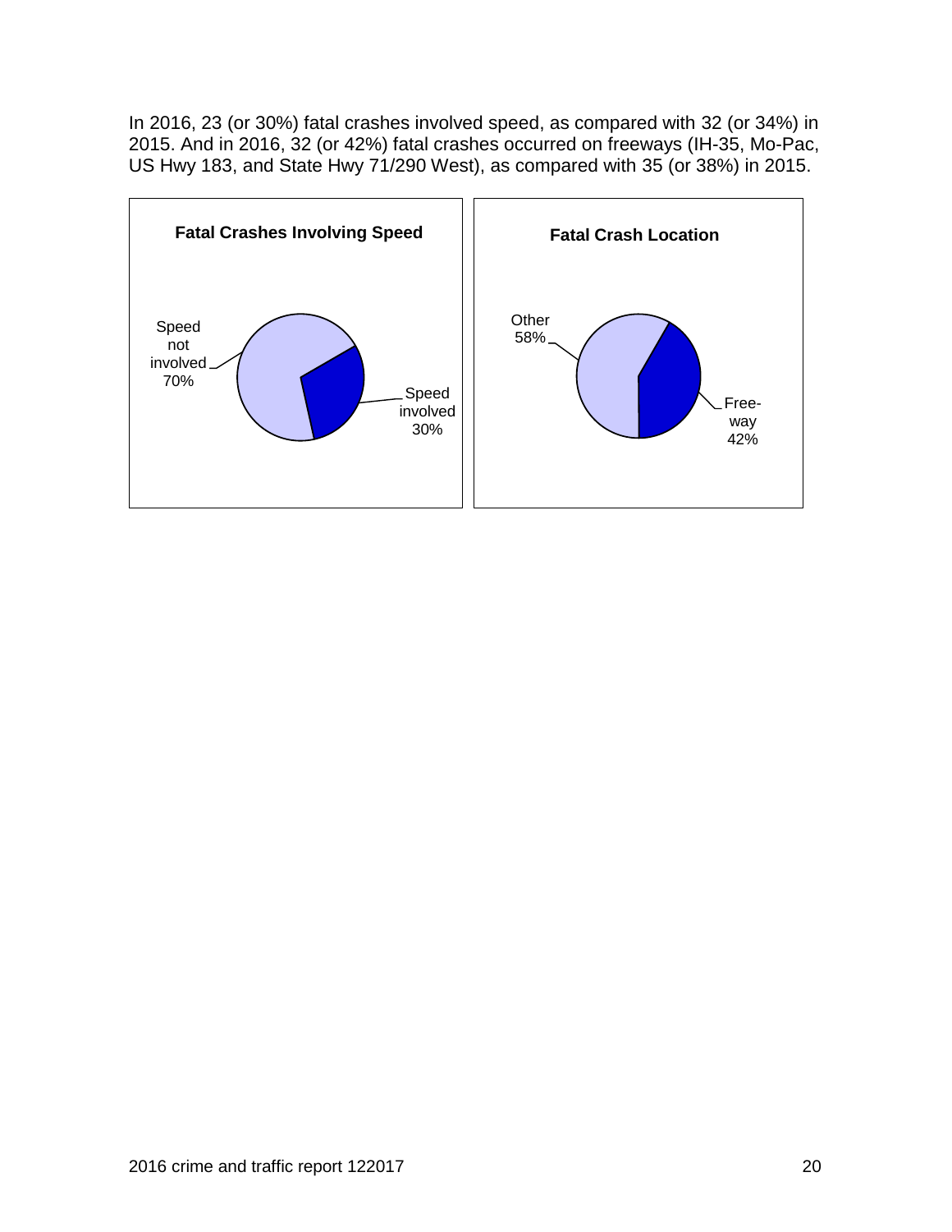In 2016, 23 (or 30%) fatal crashes involved speed, as compared with 32 (or 34%) in 2015. And in 2016, 32 (or 42%) fatal crashes occurred on freeways (IH-35, Mo-Pac, US Hwy 183, and State Hwy 71/290 West), as compared with 35 (or 38%) in 2015.

**Fatal Crashes Involving Speed**

Speed not involved 70%

Speed involved 30%

**Fatal Crash Location**

Other 58%

Free-way 42%